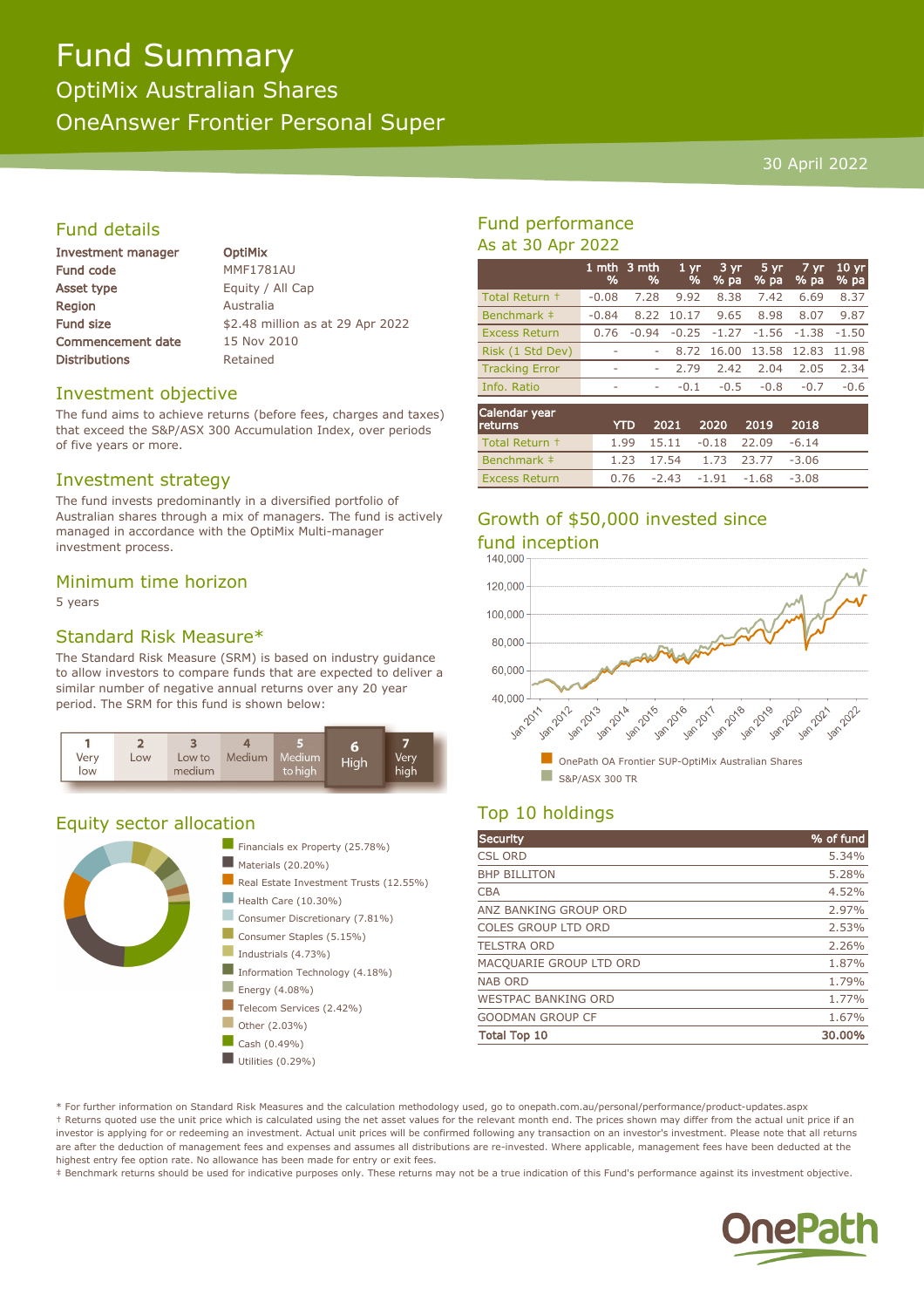# Fund Summary

## OptiMix Australian Shares

## OneAnswer Frontier Personal Super

30 April 2022

## Fund details

| | |
|---|---|
| **Investment manager** | **OptiMix** |
| **Fund code** | MMF1781AU |
| **Asset type** | Equity / All Cap |
| **Region** | Australia |
| **Fund size** | $2.48 million as at 29 Apr 2022 |
| **Commencement date** | 15 Nov 2010 |
| **Distributions** | Retained |

## Investment objective

The fund aims to achieve returns (before fees, charges and taxes) that exceed the S&P/ASX 300 Accumulation Index, over periods of five years or more.

## Investment strategy

The fund invests predominantly in a diversified portfolio of Australian shares through a mix of managers. The fund is actively managed in accordance with the OptiMix Multi-manager investment process.

## Minimum time horizon

5 years

## Standard Risk Measure*

The Standard Risk Measure (SRM) is based on industry guidance to allow investors to compare funds that are expected to deliver a similar number of negative annual returns over any 20 year period. The SRM for this fund is shown below:

| 1 Very low | 2 Low | 3 Low to medium | 4 Medium | 5 Medium to high | **6 High** | 7 Very high |
|---|---|---|---|---|---|---|

## Equity sector allocation

- Financials ex Property (25.78%)
- Materials (20.20%)
- Real Estate Investment Trusts (12.55%)
- Health Care (10.30%)
- Consumer Discretionary (7.81%)
- Consumer Staples (5.15%)
- Industrials (4.73%)
- Information Technology (4.18%)
- Energy (4.08%)
- Telecom Services (2.42%)
- Other (2.03%)
- Cash (0.49%)
- Utilities (0.29%)

## Fund performance

### As at 30 Apr 2022

| | 1 mth % | 3 mth % | 1 yr % | 3 yr % pa | 5 yr % pa | 7 yr % pa | 10 yr % pa |
|---|---|---|---|---|---|---|---|
| Total Return † | -0.08 | 7.28 | 9.92 | 8.38 | 7.42 | 6.69 | 8.37 |
| Benchmark ‡ | -0.84 | 8.22 | 10.17 | 9.65 | 8.98 | 8.07 | 9.87 |
| Excess Return | 0.76 | -0.94 | -0.25 | -1.27 | -1.56 | -1.38 | -1.50 |
| Risk (1 Std Dev) | - | - | 8.72 | 16.00 | 13.58 | 12.83 | 11.98 |
| Tracking Error | - | - | 2.79 | 2.42 | 2.04 | 2.05 | 2.34 |
| Info. Ratio | - | - | -0.1 | -0.5 | -0.8 | -0.7 | -0.6 |

| Calendar year returns | YTD | 2021 | 2020 | 2019 | 2018 |
|---|---|---|---|---|---|
| Total Return † | 1.99 | 15.11 | -0.18 | 22.09 | -6.14 |
| Benchmark ‡ | 1.23 | 17.54 | 1.73 | 23.77 | -3.06 |
| Excess Return | 0.76 | -2.43 | -1.91 | -1.68 | -3.08 |

## Growth of $50,000 invested since fund inception

- OnePath OA Frontier SUP-OptiMix Australian Shares
- S&P/ASX 300 TR

## Top 10 holdings

| Security | % of fund |
|---|---|
| CSL ORD | 5.34% |
| BHP BILLITON | 5.28% |
| CBA | 4.52% |
| ANZ BANKING GROUP ORD | 2.97% |
| COLES GROUP LTD ORD | 2.53% |
| TELSTRA ORD | 2.26% |
| MACQUARIE GROUP LTD ORD | 1.87% |
| NAB ORD | 1.79% |
| WESTPAC BANKING ORD | 1.77% |
| GOODMAN GROUP CF | 1.67% |
| **Total Top 10** | **30.00%** |

* For further information on Standard Risk Measures and the calculation methodology used, go to onepath.com.au/personal/performance/product-updates.aspx

† Returns quoted use the unit price which is calculated using the net asset values for the relevant month end. The prices shown may differ from the actual unit price if an investor is applying for or redeeming an investment. Actual unit prices will be confirmed following any transaction on an investor's investment. Please note that all returns are after the deduction of management fees and expenses and assumes all distributions are re-invested. Where applicable, management fees have been deducted at the highest entry fee option rate. No allowance has been made for entry or exit fees.

‡ Benchmark returns should be used for indicative purposes only. These returns may not be a true indication of this Fund's performance against its investment objective.

OnePath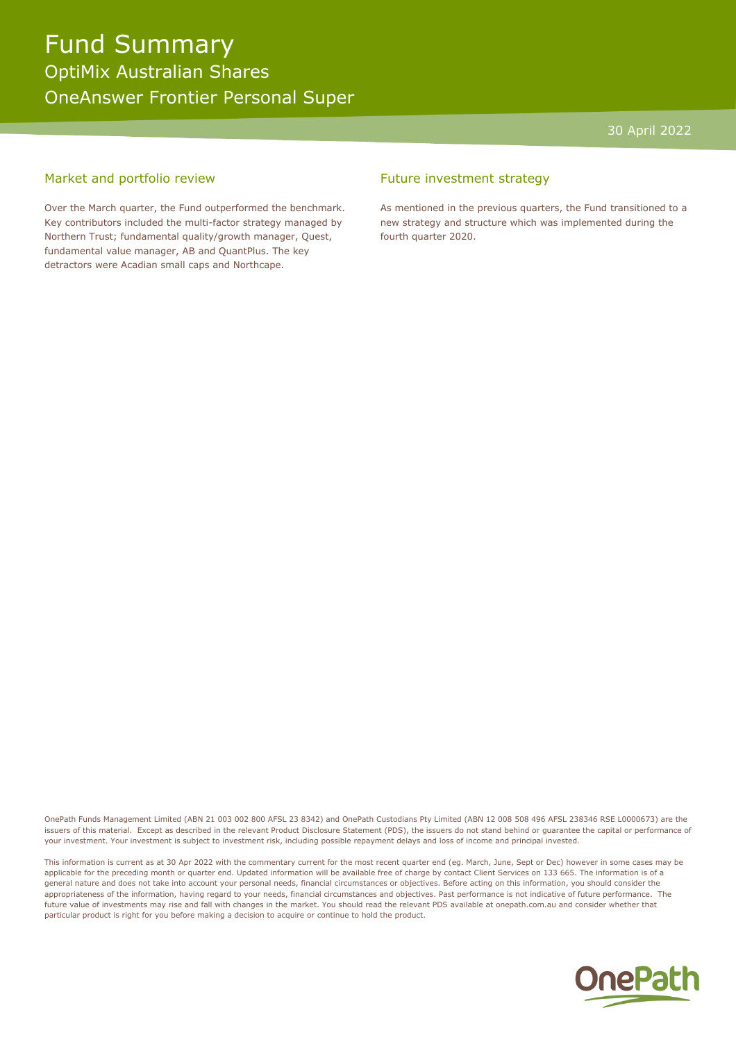# Fund Summary

## OptiMix Australian Shares

## OneAnswer Frontier Personal Super

30 April 2022

### Market and portfolio review

Over the March quarter, the Fund outperformed the benchmark. Key contributors included the multi-factor strategy managed by Northern Trust; fundamental quality/growth manager, Quest, fundamental value manager, AB and QuantPlus. The key detractors were Acadian small caps and Northcape.

### Future investment strategy

As mentioned in the previous quarters, the Fund transitioned to a new strategy and structure which was implemented during the fourth quarter 2020.

OnePath Funds Management Limited (ABN 21 003 002 800 AFSL 23 8342) and OnePath Custodians Pty Limited (ABN 12 008 508 496 AFSL 238346 RSE L0000673) are the issuers of this material. Except as described in the relevant Product Disclosure Statement (PDS), the issuers do not stand behind or guarantee the capital or performance of your investment. Your investment is subject to investment risk, including possible repayment delays and loss of income and principal invested.

This information is current as at 30 Apr 2022 with the commentary current for the most recent quarter end (eg. March, June, Sept or Dec) however in some cases may be applicable for the preceding month or quarter end. Updated information will be available free of charge by contact Client Services on 133 665. The information is of a general nature and does not take into account your personal needs, financial circumstances or objectives. Before acting on this information, you should consider the appropriateness of the information, having regard to your needs, financial circumstances and objectives. Past performance is not indicative of future performance. The future value of investments may rise and fall with changes in the market. You should read the relevant PDS available at onepath.com.au and consider whether that particular product is right for you before making a decision to acquire or continue to hold the product.

OnePath